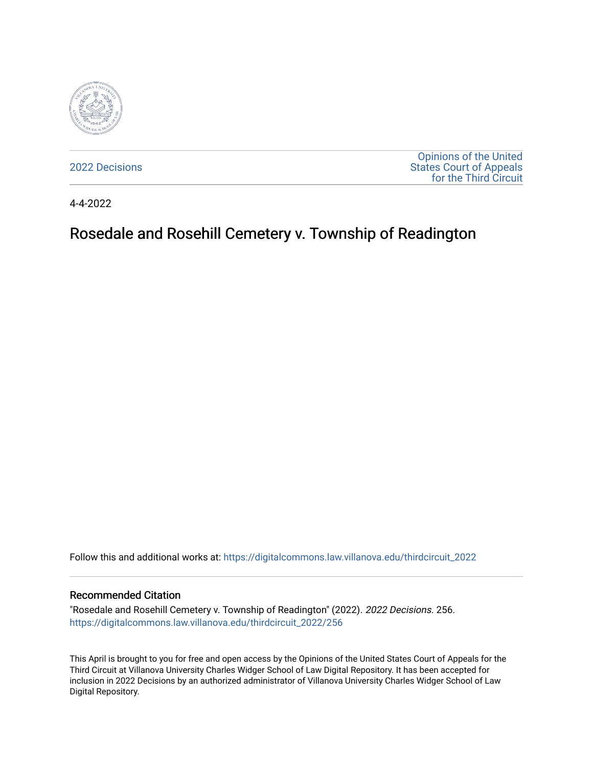2022 Decisions

Opinions of the United States Court of Appeals for the Third Circuit

4-4-2022

# Rosedale and Rosehill Cemetery v. Township of Readington

Follow this and additional works at: https://digitalcommons.law.villanova.edu/thirdcircuit_2022

## Recommended Citation

"Rosedale and Rosehill Cemetery v. Township of Readington" (2022). *2022 Decisions*. 256.
https://digitalcommons.law.villanova.edu/thirdcircuit_2022/256

This April is brought to you for free and open access by the Opinions of the United States Court of Appeals for the Third Circuit at Villanova University Charles Widger School of Law Digital Repository. It has been accepted for inclusion in 2022 Decisions by an authorized administrator of Villanova University Charles Widger School of Law Digital Repository.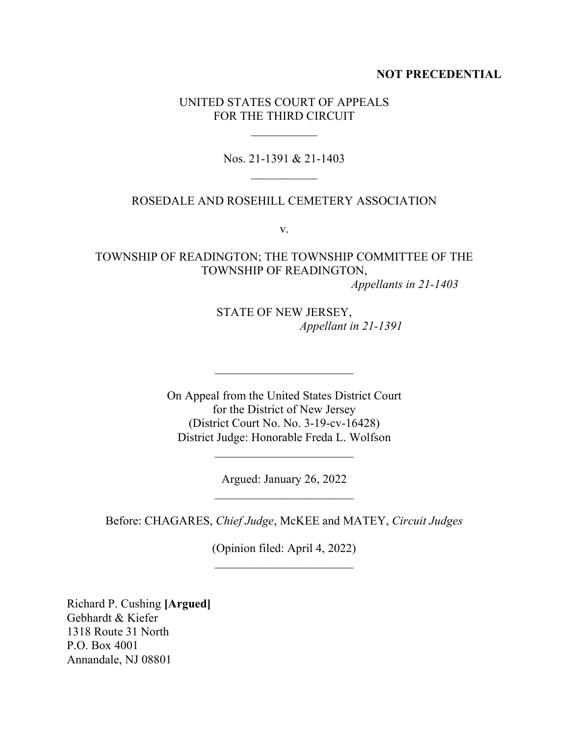**NOT PRECEDENTIAL**

UNITED STATES COURT OF APPEALS
FOR THE THIRD CIRCUIT

\_\_\_\_\_\_\_\_\_\_\_

Nos. 21-1391 & 21-1403

\_\_\_\_\_\_\_\_\_\_\_

ROSEDALE AND ROSEHILL CEMETERY ASSOCIATION

v.

TOWNSHIP OF READINGTON; THE TOWNSHIP COMMITTEE OF THE TOWNSHIP OF READINGTON,
*Appellants in 21-1403*

STATE OF NEW JERSEY,
*Appellant in 21-1391*

\_\_\_\_\_\_\_\_\_\_\_\_\_\_\_\_\_\_\_\_\_\_\_\_

On Appeal from the United States District Court
for the District of New Jersey
(District Court No. No. 3-19-cv-16428)
District Judge: Honorable Freda L. Wolfson

\_\_\_\_\_\_\_\_\_\_\_\_\_\_\_\_\_\_\_\_\_\_\_\_

Argued: January 26, 2022

\_\_\_\_\_\_\_\_\_\_\_\_\_\_\_\_\_\_\_\_\_\_\_\_

Before: CHAGARES, *Chief Judge*, McKEE and MATEY, *Circuit Judges*

(Opinion filed: April 4, 2022)

\_\_\_\_\_\_\_\_\_\_\_\_\_\_\_\_\_\_\_\_\_\_\_\_

Richard P. Cushing **[Argued]**
Gebhardt & Kiefer
1318 Route 31 North
P.O. Box 4001
Annandale, NJ 08801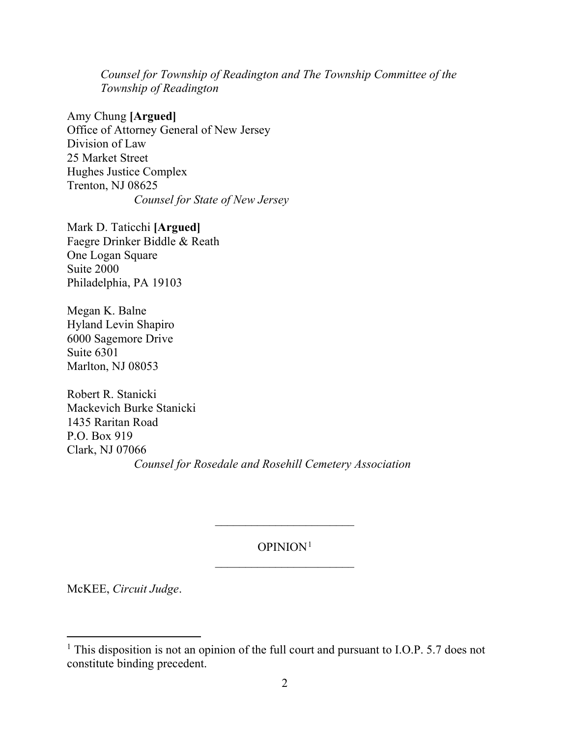*Counsel for Township of Readington and The Township Committee of the Township of Readington*

Amy Chung **[Argued]**
Office of Attorney General of New Jersey
Division of Law
25 Market Street
Hughes Justice Complex
Trenton, NJ 08625
*Counsel for State of New Jersey*

Mark D. Taticchi **[Argued]**
Faegre Drinker Biddle & Reath
One Logan Square
Suite 2000
Philadelphia, PA 19103

Megan K. Balne
Hyland Levin Shapiro
6000 Sagemore Drive
Suite 6301
Marlton, NJ 08053

Robert R. Stanicki
Mackevich Burke Stanicki
1435 Raritan Road
P.O. Box 919
Clark, NJ 07066
*Counsel for Rosedale and Rosehill Cemetery Association*

---

OPINION[1]

---

McKEE, *Circuit Judge*.

[1] This disposition is not an opinion of the full court and pursuant to I.O.P. 5.7 does not constitute binding precedent.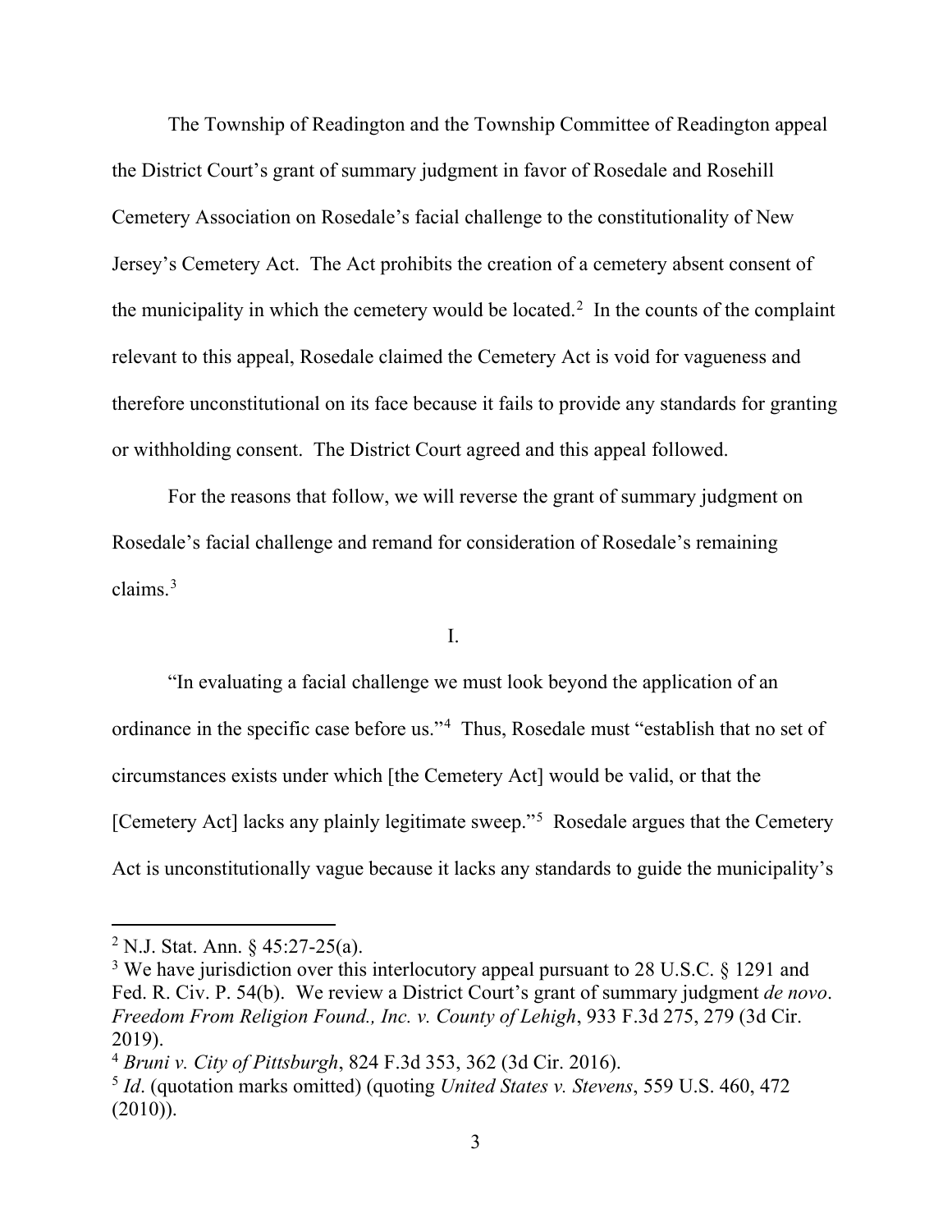The Township of Readington and the Township Committee of Readington appeal the District Court's grant of summary judgment in favor of Rosedale and Rosehill Cemetery Association on Rosedale's facial challenge to the constitutionality of New Jersey's Cemetery Act. The Act prohibits the creation of a cemetery absent consent of the municipality in which the cemetery would be located.[2] In the counts of the complaint relevant to this appeal, Rosedale claimed the Cemetery Act is void for vagueness and therefore unconstitutional on its face because it fails to provide any standards for granting or withholding consent. The District Court agreed and this appeal followed.

For the reasons that follow, we will reverse the grant of summary judgment on Rosedale's facial challenge and remand for consideration of Rosedale's remaining claims.[3]

I.

"In evaluating a facial challenge we must look beyond the application of an ordinance in the specific case before us."[4] Thus, Rosedale must "establish that no set of circumstances exists under which [the Cemetery Act] would be valid, or that the [Cemetery Act] lacks any plainly legitimate sweep."[5] Rosedale argues that the Cemetery Act is unconstitutionally vague because it lacks any standards to guide the municipality's

---

[2] N.J. Stat. Ann. § 45:27-25(a).

[3] We have jurisdiction over this interlocutory appeal pursuant to 28 U.S.C. § 1291 and Fed. R. Civ. P. 54(b). We review a District Court's grant of summary judgment *de novo*. *Freedom From Religion Found., Inc. v. County of Lehigh*, 933 F.3d 275, 279 (3d Cir. 2019).

[4] *Bruni v. City of Pittsburgh*, 824 F.3d 353, 362 (3d Cir. 2016).

[5] *Id*. (quotation marks omitted) (quoting *United States v. Stevens*, 559 U.S. 460, 472 (2010)).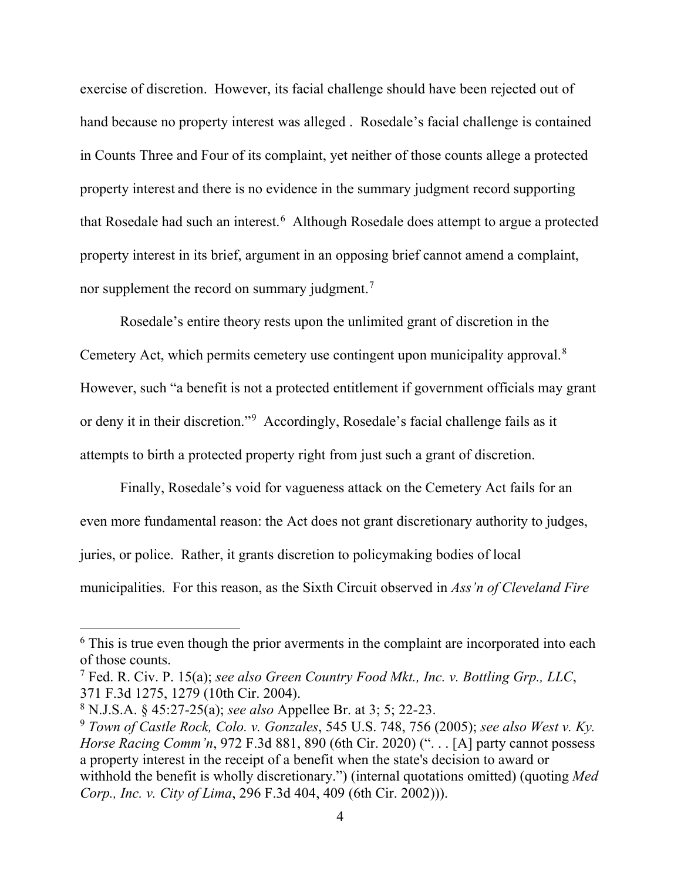exercise of discretion. However, its facial challenge should have been rejected out of hand because no property interest was alleged . Rosedale's facial challenge is contained in Counts Three and Four of its complaint, yet neither of those counts allege a protected property interest and there is no evidence in the summary judgment record supporting that Rosedale had such an interest.[6] Although Rosedale does attempt to argue a protected property interest in its brief, argument in an opposing brief cannot amend a complaint, nor supplement the record on summary judgment.[7]

Rosedale's entire theory rests upon the unlimited grant of discretion in the Cemetery Act, which permits cemetery use contingent upon municipality approval.[8] However, such "a benefit is not a protected entitlement if government officials may grant or deny it in their discretion."[9] Accordingly, Rosedale's facial challenge fails as it attempts to birth a protected property right from just such a grant of discretion.

Finally, Rosedale's void for vagueness attack on the Cemetery Act fails for an even more fundamental reason: the Act does not grant discretionary authority to judges, juries, or police. Rather, it grants discretion to policymaking bodies of local municipalities. For this reason, as the Sixth Circuit observed in *Ass'n of Cleveland Fire*

---

[6] This is true even though the prior averments in the complaint are incorporated into each of those counts.

[7] Fed. R. Civ. P. 15(a); *see also Green Country Food Mkt., Inc. v. Bottling Grp., LLC*, 371 F.3d 1275, 1279 (10th Cir. 2004).

[8] N.J.S.A. § 45:27-25(a); *see also* Appellee Br. at 3; 5; 22-23.

[9] *Town of Castle Rock, Colo. v. Gonzales*, 545 U.S. 748, 756 (2005); *see also West v. Ky. Horse Racing Comm'n*, 972 F.3d 881, 890 (6th Cir. 2020) (". . . [A] party cannot possess a property interest in the receipt of a benefit when the state's decision to award or withhold the benefit is wholly discretionary.") (internal quotations omitted) (quoting *Med Corp., Inc. v. City of Lima*, 296 F.3d 404, 409 (6th Cir. 2002))).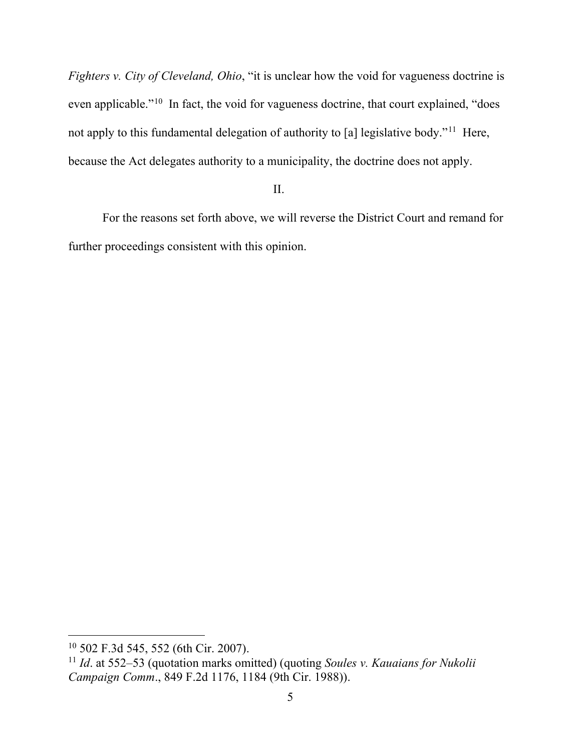*Fighters v. City of Cleveland, Ohio*, "it is unclear how the void for vagueness doctrine is even applicable."[10] In fact, the void for vagueness doctrine, that court explained, "does not apply to this fundamental delegation of authority to [a] legislative body."[11] Here, because the Act delegates authority to a municipality, the doctrine does not apply.

II.

For the reasons set forth above, we will reverse the District Court and remand for further proceedings consistent with this opinion.

---

[10] 502 F.3d 545, 552 (6th Cir. 2007).

[11] *Id*. at 552–53 (quotation marks omitted) (quoting *Soules v. Kauaians for Nukolii Campaign Comm*., 849 F.2d 1176, 1184 (9th Cir. 1988)).